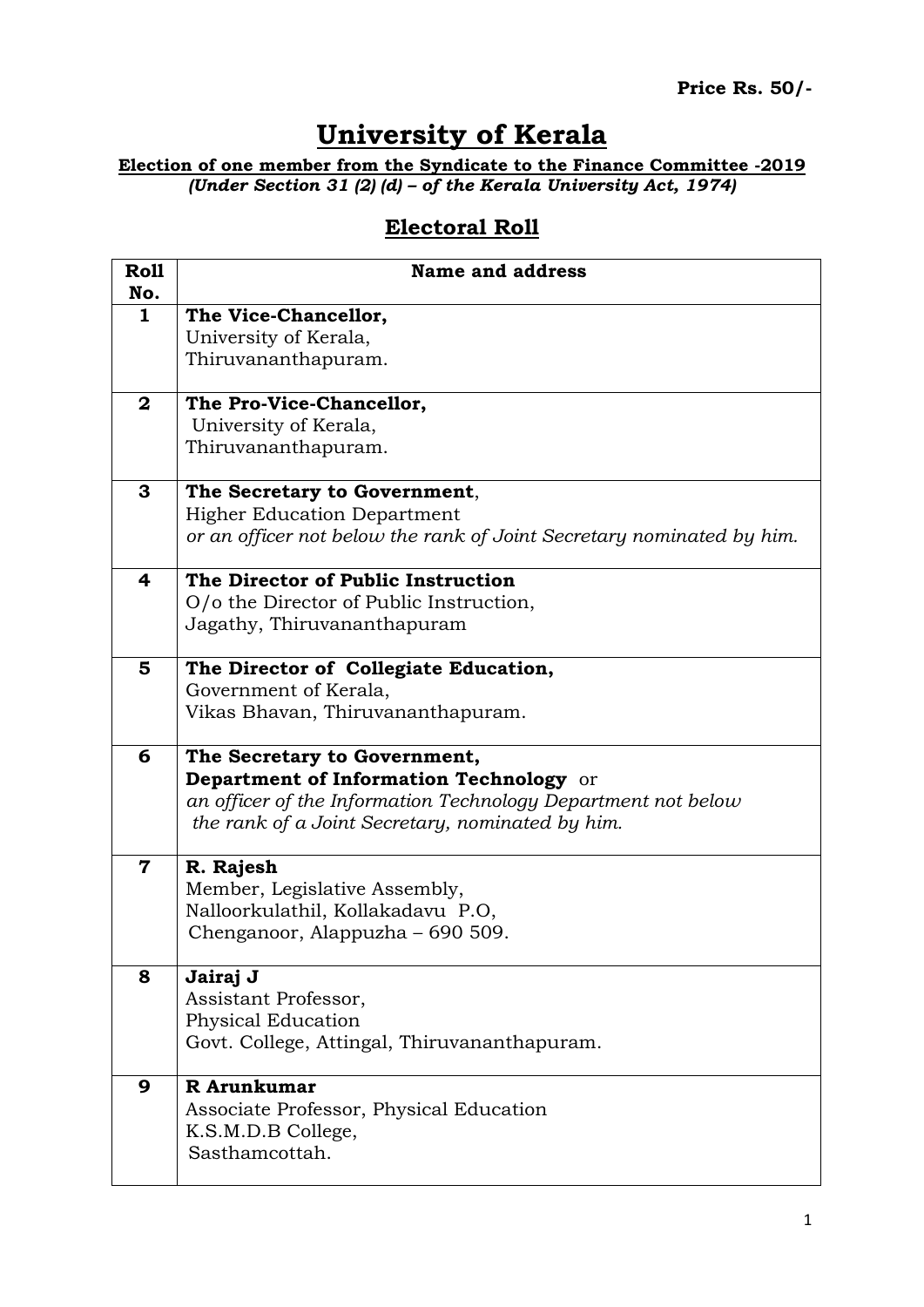**Price Rs. 50/-**

# University of Kerala

**Election of one member from the Syndicate to the Finance Committee -2019**
***(Under Section 31 (2) (d) – of the Kerala University Act, 1974)***

## Electoral Roll

| Roll No. | Name and address |
|---|---|
| **1** | **The Vice-Chancellor,**<br>University of Kerala,<br>Thiruvananthapuram. |
| **2** | **The Pro-Vice-Chancellor,**<br>University of Kerala,<br>Thiruvananthapuram. |
| **3** | **The Secretary to Government**,<br>Higher Education Department<br>*or an officer not below the rank of Joint Secretary nominated by him.* |
| **4** | **The Director of Public Instruction**<br>O/o the Director of Public Instruction,<br>Jagathy, Thiruvananthapuram |
| **5** | **The Director of Collegiate Education,**<br>Government of Kerala,<br>Vikas Bhavan, Thiruvananthapuram. |
| **6** | **The Secretary to Government,**<br>**Department of Information Technology** or<br>*an officer of the Information Technology Department not below the rank of a Joint Secretary, nominated by him.* |
| **7** | **R. Rajesh**<br>Member, Legislative Assembly,<br>Nalloorkulathil, Kollakadavu P.O,<br>Chenganoor, Alappuzha – 690 509. |
| **8** | **Jairaj J**<br>Assistant Professor,<br>Physical Education<br>Govt. College, Attingal, Thiruvananthapuram. |
| **9** | **R Arunkumar**<br>Associate Professor, Physical Education<br>K.S.M.D.B College,<br>Sasthamcottah. |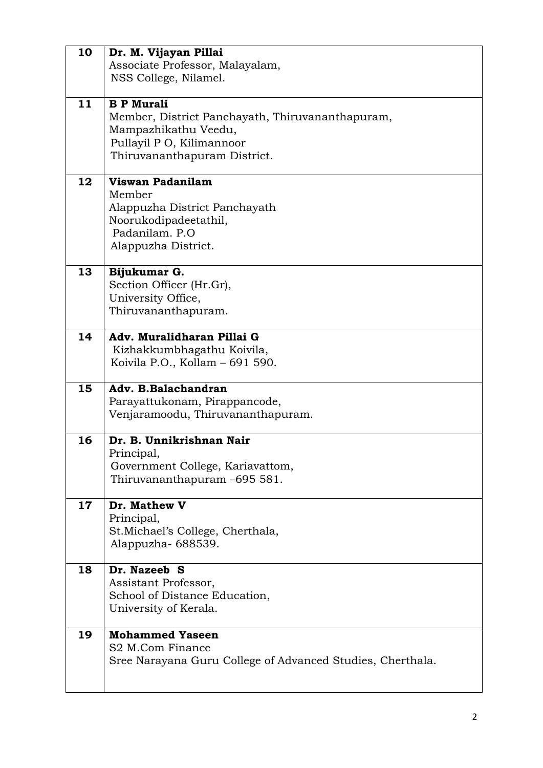| | |
|---|---|
| **10** | **Dr. M. Vijayan Pillai**<br>Associate Professor, Malayalam,<br>NSS College, Nilamel. |
| **11** | **B P Murali**<br>Member, District Panchayath, Thiruvananthapuram,<br>Mampazhikathu Veedu,<br>Pullayil P O, Kilimannoor<br>Thiruvananthapuram District. |
| **12** | **Viswan Padanilam**<br>Member<br>Alappuzha District Panchayath<br>Noorukodipadeetathil,<br>Padanilam. P.O<br>Alappuzha District. |
| **13** | **Bijukumar G.**<br>Section Officer (Hr.Gr),<br>University Office,<br>Thiruvananthapuram. |
| **14** | **Adv. Muralidharan Pillai G**<br>Kizhakkumbhagathu Koivila,<br>Koivila P.O., Kollam – 691 590. |
| **15** | **Adv. B.Balachandran**<br>Parayattukonam, Pirappancode,<br>Venjaramoodu, Thiruvananthapuram. |
| **16** | **Dr. B. Unnikrishnan Nair**<br>Principal,<br>Government College, Kariavattom,<br>Thiruvananthapuram –695 581. |
| **17** | **Dr. Mathew V**<br>Principal,<br>St.Michael's College, Cherthala,<br>Alappuzha- 688539. |
| **18** | **Dr. Nazeeb S**<br>Assistant Professor,<br>School of Distance Education,<br>University of Kerala. |
| **19** | **Mohammed Yaseen**<br>S2 M.Com Finance<br>Sree Narayana Guru College of Advanced Studies, Cherthala. |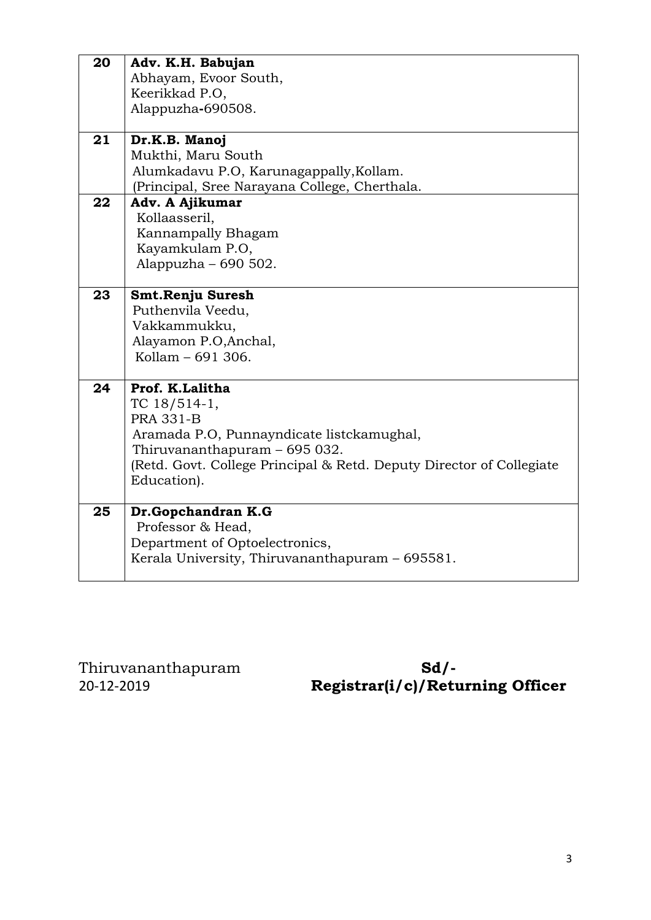| | |
|---|---|
| **20** | **Adv. K.H. Babujan**<br>Abhayam, Evoor South,<br>Keerikkad P.O,<br>Alappuzha-690508. |
| **21** | **Dr.K.B. Manoj**<br>Mukthi, Maru South<br>Alumkadavu P.O, Karunagappally,Kollam.<br>(Principal, Sree Narayana College, Cherthala. |
| **22** | **Adv. A Ajikumar**<br>Kollaasseril,<br>Kannampally Bhagam<br>Kayamkulam P.O,<br>Alappuzha – 690 502. |
| **23** | **Smt.Renju Suresh**<br>Puthenvila Veedu,<br>Vakkammukku,<br>Alayamon P.O,Anchal,<br>Kollam – 691 306. |
| **24** | **Prof. K.Lalitha**<br>TC 18/514-1,<br>PRA 331-B<br>Aramada P.O, Punnayndicate listckamughal,<br>Thiruvananthapuram – 695 032.<br>(Retd. Govt. College Principal & Retd. Deputy Director of Collegiate Education). |
| **25** | **Dr.Gopchandran K.G**<br>Professor & Head,<br>Department of Optoelectronics,<br>Kerala University, Thiruvananthapuram – 695581. |

Thiruvananthapuram
20-12-2019

**Sd/-**
**Registrar(i/c)/Returning Officer**